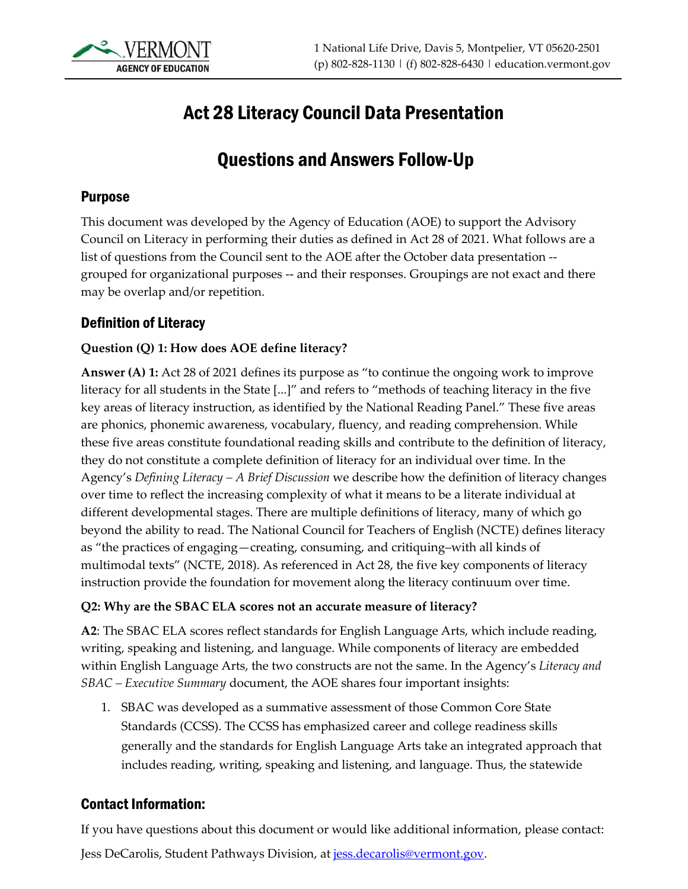# Act 28 Literacy Council Data Presentation

# Questions and Answers Follow-Up

## Purpose

This document was developed by the Agency of Education (AOE) to support the Advisory Council on Literacy in performing their duties as defined in Act 28 of 2021. What follows are a list of questions from the Council sent to the AOE after the October data presentation -- grouped for organizational purposes -- and their responses. Groupings are not exact and there may be overlap and/or repetition.

## Definition of Literacy

**Question (Q) 1: How does AOE define literacy?**

**Answer (A) 1:** Act 28 of 2021 defines its purpose as "to continue the ongoing work to improve literacy for all students in the State [...]" and refers to "methods of teaching literacy in the five key areas of literacy instruction, as identified by the National Reading Panel." These five areas are phonics, phonemic awareness, vocabulary, fluency, and reading comprehension. While these five areas constitute foundational reading skills and contribute to the definition of literacy, they do not constitute a complete definition of literacy for an individual over time. In the Agency's *Defining Literacy – A Brief Discussion* we describe how the definition of literacy changes over time to reflect the increasing complexity of what it means to be a literate individual at different developmental stages. There are multiple definitions of literacy, many of which go beyond the ability to read. The National Council for Teachers of English (NCTE) defines literacy as "the practices of engaging—creating, consuming, and critiquing–with all kinds of multimodal texts" (NCTE, 2018). As referenced in Act 28, the five key components of literacy instruction provide the foundation for movement along the literacy continuum over time.

**Q2: Why are the SBAC ELA scores not an accurate measure of literacy?**

**A2**: The SBAC ELA scores reflect standards for English Language Arts, which include reading, writing, speaking and listening, and language. While components of literacy are embedded within English Language Arts, the two constructs are not the same. In the Agency's *Literacy and SBAC – Executive Summary* document, the AOE shares four important insights:

1. SBAC was developed as a summative assessment of those Common Core State Standards (CCSS). The CCSS has emphasized career and college readiness skills generally and the standards for English Language Arts take an integrated approach that includes reading, writing, speaking and listening, and language. Thus, the statewide

## Contact Information:

If you have questions about this document or would like additional information, please contact:

Jess DeCarolis, Student Pathways Division, at jess.decarolis@vermont.gov.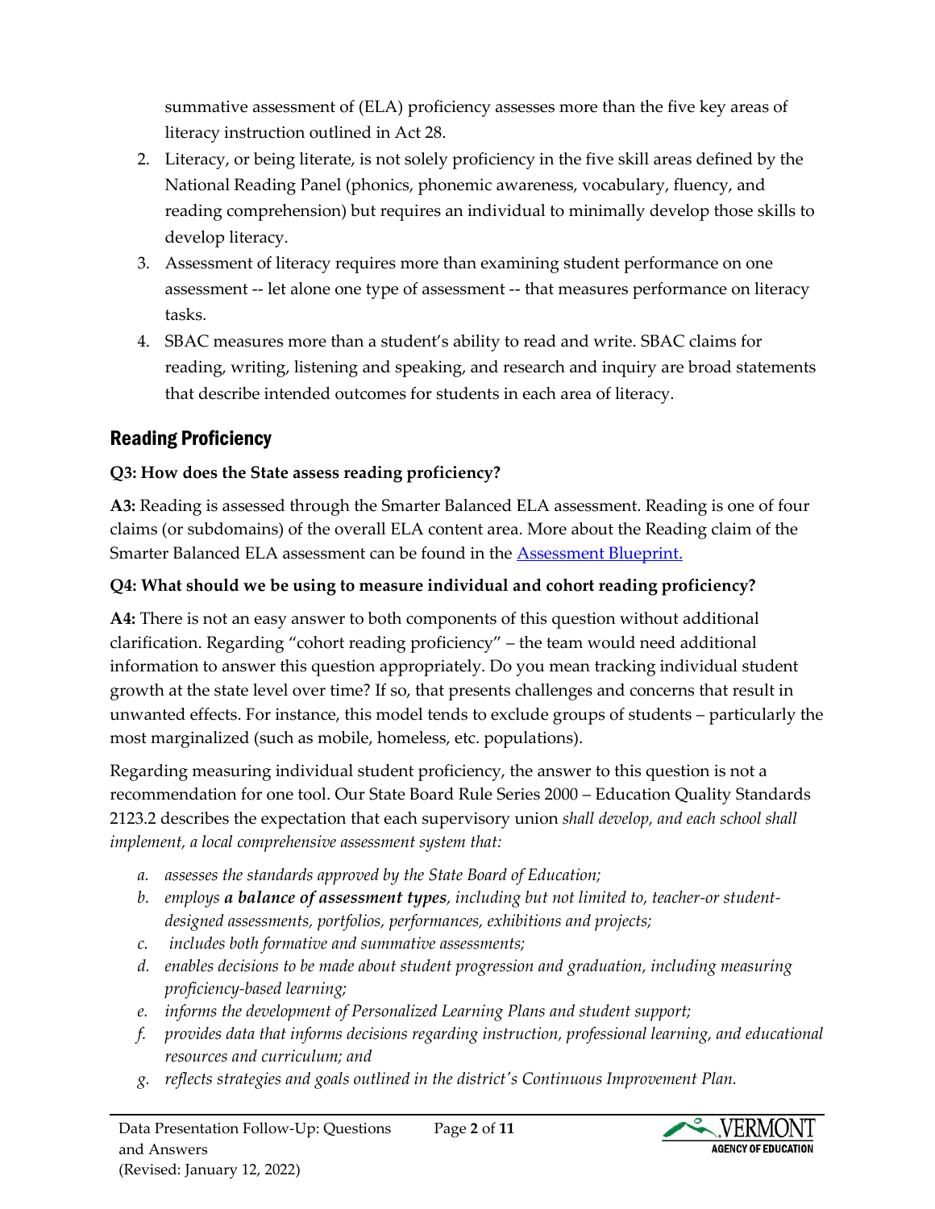summative assessment of (ELA) proficiency assesses more than the five key areas of literacy instruction outlined in Act 28.

2. Literacy, or being literate, is not solely proficiency in the five skill areas defined by the National Reading Panel (phonics, phonemic awareness, vocabulary, fluency, and reading comprehension) but requires an individual to minimally develop those skills to develop literacy.
3. Assessment of literacy requires more than examining student performance on one assessment -- let alone one type of assessment -- that measures performance on literacy tasks.
4. SBAC measures more than a student's ability to read and write. SBAC claims for reading, writing, listening and speaking, and research and inquiry are broad statements that describe intended outcomes for students in each area of literacy.

## Reading Proficiency

**Q3: How does the State assess reading proficiency?**

**A3:** Reading is assessed through the Smarter Balanced ELA assessment. Reading is one of four claims (or subdomains) of the overall ELA content area. More about the Reading claim of the Smarter Balanced ELA assessment can be found in the [Assessment Blueprint.]()

**Q4: What should we be using to measure individual and cohort reading proficiency?**

**A4:** There is not an easy answer to both components of this question without additional clarification. Regarding "cohort reading proficiency" – the team would need additional information to answer this question appropriately. Do you mean tracking individual student growth at the state level over time? If so, that presents challenges and concerns that result in unwanted effects. For instance, this model tends to exclude groups of students – particularly the most marginalized (such as mobile, homeless, etc. populations).

Regarding measuring individual student proficiency, the answer to this question is not a recommendation for one tool. Our State Board Rule Series 2000 – Education Quality Standards 2123.2 describes the expectation that each supervisory union *shall develop, and each school shall implement, a local comprehensive assessment system that:*

- *a. assesses the standards approved by the State Board of Education;*
- *b. employs **a balance of assessment types**, including but not limited to, teacher-or student-designed assessments, portfolios, performances, exhibitions and projects;*
- *c. includes both formative and summative assessments;*
- *d. enables decisions to be made about student progression and graduation, including measuring proficiency-based learning;*
- *e. informs the development of Personalized Learning Plans and student support;*
- *f. provides data that informs decisions regarding instruction, professional learning, and educational resources and curriculum; and*
- *g. reflects strategies and goals outlined in the district's Continuous Improvement Plan.*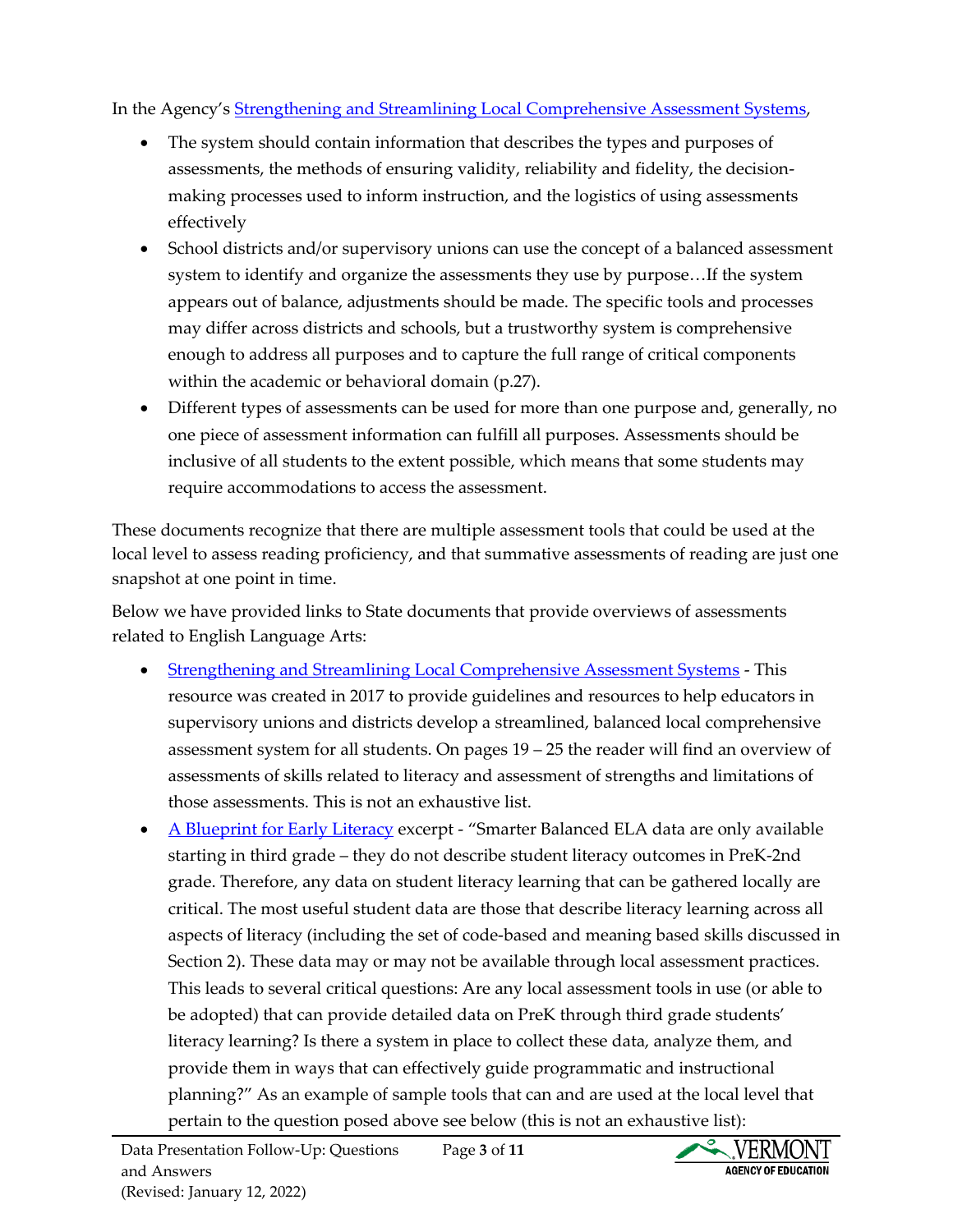In the Agency's [Strengthening and Streamlining Local Comprehensive Assessment Systems](),

- The system should contain information that describes the types and purposes of assessments, the methods of ensuring validity, reliability and fidelity, the decision-making processes used to inform instruction, and the logistics of using assessments effectively
- School districts and/or supervisory unions can use the concept of a balanced assessment system to identify and organize the assessments they use by purpose…If the system appears out of balance, adjustments should be made. The specific tools and processes may differ across districts and schools, but a trustworthy system is comprehensive enough to address all purposes and to capture the full range of critical components within the academic or behavioral domain (p.27).
- Different types of assessments can be used for more than one purpose and, generally, no one piece of assessment information can fulfill all purposes. Assessments should be inclusive of all students to the extent possible, which means that some students may require accommodations to access the assessment.

These documents recognize that there are multiple assessment tools that could be used at the local level to assess reading proficiency, and that summative assessments of reading are just one snapshot at one point in time.

Below we have provided links to State documents that provide overviews of assessments related to English Language Arts:

- [Strengthening and Streamlining Local Comprehensive Assessment Systems]() - This resource was created in 2017 to provide guidelines and resources to help educators in supervisory unions and districts develop a streamlined, balanced local comprehensive assessment system for all students. On pages 19 – 25 the reader will find an overview of assessments of skills related to literacy and assessment of strengths and limitations of those assessments. This is not an exhaustive list.
- [A Blueprint for Early Literacy]() excerpt - "Smarter Balanced ELA data are only available starting in third grade – they do not describe student literacy outcomes in PreK-2nd grade. Therefore, any data on student literacy learning that can be gathered locally are critical. The most useful student data are those that describe literacy learning across all aspects of literacy (including the set of code-based and meaning based skills discussed in Section 2). These data may or may not be available through local assessment practices. This leads to several critical questions: Are any local assessment tools in use (or able to be adopted) that can provide detailed data on PreK through third grade students' literacy learning? Is there a system in place to collect these data, analyze them, and provide them in ways that can effectively guide programmatic and instructional planning?" As an example of sample tools that can and are used at the local level that pertain to the question posed above see below (this is not an exhaustive list):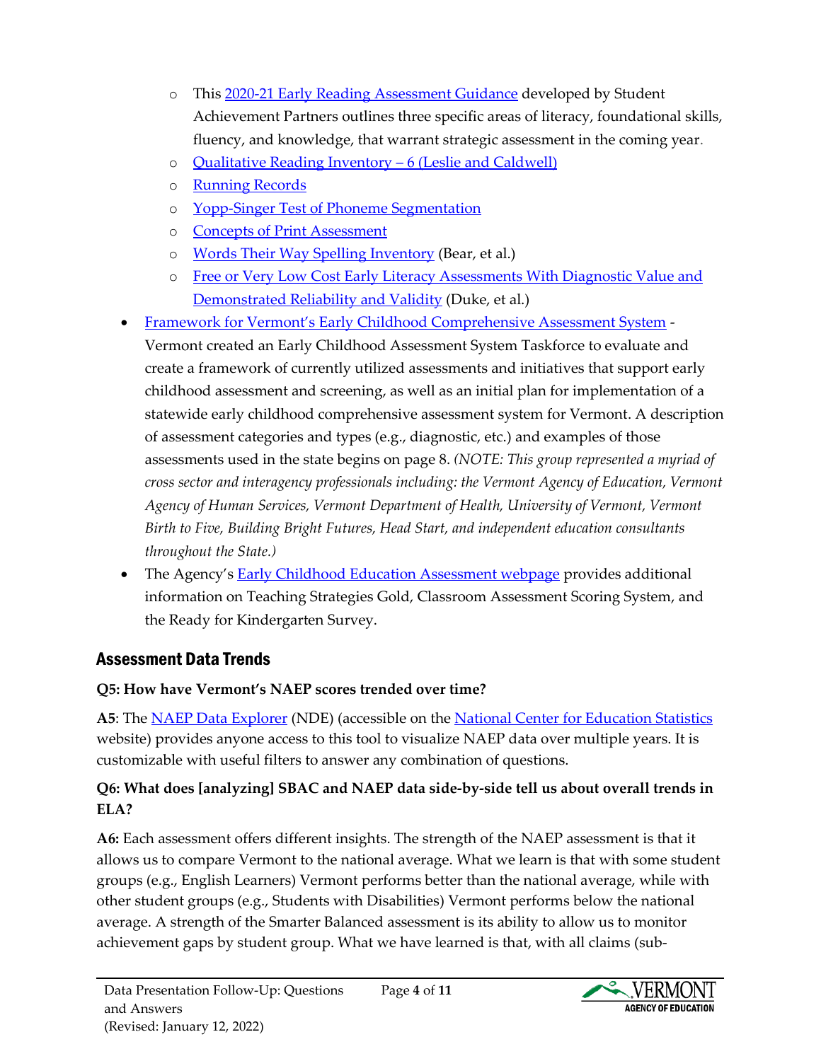- This [2020-21 Early Reading Assessment Guidance]() developed by Student Achievement Partners outlines three specific areas of literacy, foundational skills, fluency, and knowledge, that warrant strategic assessment in the coming year.
  - [Qualitative Reading Inventory – 6 (Leslie and Caldwell)]()
  - [Running Records]()
  - [Yopp-Singer Test of Phoneme Segmentation]()
  - [Concepts of Print Assessment]()
  - [Words Their Way Spelling Inventory]() (Bear, et al.)
  - [Free or Very Low Cost Early Literacy Assessments With Diagnostic Value and Demonstrated Reliability and Validity]() (Duke, et al.)
- [Framework for Vermont's Early Childhood Comprehensive Assessment System]() - Vermont created an Early Childhood Assessment System Taskforce to evaluate and create a framework of currently utilized assessments and initiatives that support early childhood assessment and screening, as well as an initial plan for implementation of a statewide early childhood comprehensive assessment system for Vermont. A description of assessment categories and types (e.g., diagnostic, etc.) and examples of those assessments used in the state begins on page 8. *(NOTE: This group represented a myriad of cross sector and interagency professionals including: the Vermont Agency of Education, Vermont Agency of Human Services, Vermont Department of Health, University of Vermont, Vermont Birth to Five, Building Bright Futures, Head Start, and independent education consultants throughout the State.)*
- The Agency's [Early Childhood Education Assessment webpage]() provides additional information on Teaching Strategies Gold, Classroom Assessment Scoring System, and the Ready for Kindergarten Survey.

## Assessment Data Trends

**Q5: How have Vermont's NAEP scores trended over time?**

**A5**: The [NAEP Data Explorer]() (NDE) (accessible on the [National Center for Education Statistics]() website) provides anyone access to this tool to visualize NAEP data over multiple years. It is customizable with useful filters to answer any combination of questions.

**Q6: What does [analyzing] SBAC and NAEP data side-by-side tell us about overall trends in ELA?**

**A6:** Each assessment offers different insights. The strength of the NAEP assessment is that it allows us to compare Vermont to the national average. What we learn is that with some student groups (e.g., English Learners) Vermont performs better than the national average, while with other student groups (e.g., Students with Disabilities) Vermont performs below the national average. A strength of the Smarter Balanced assessment is its ability to allow us to monitor achievement gaps by student group. What we have learned is that, with all claims (sub-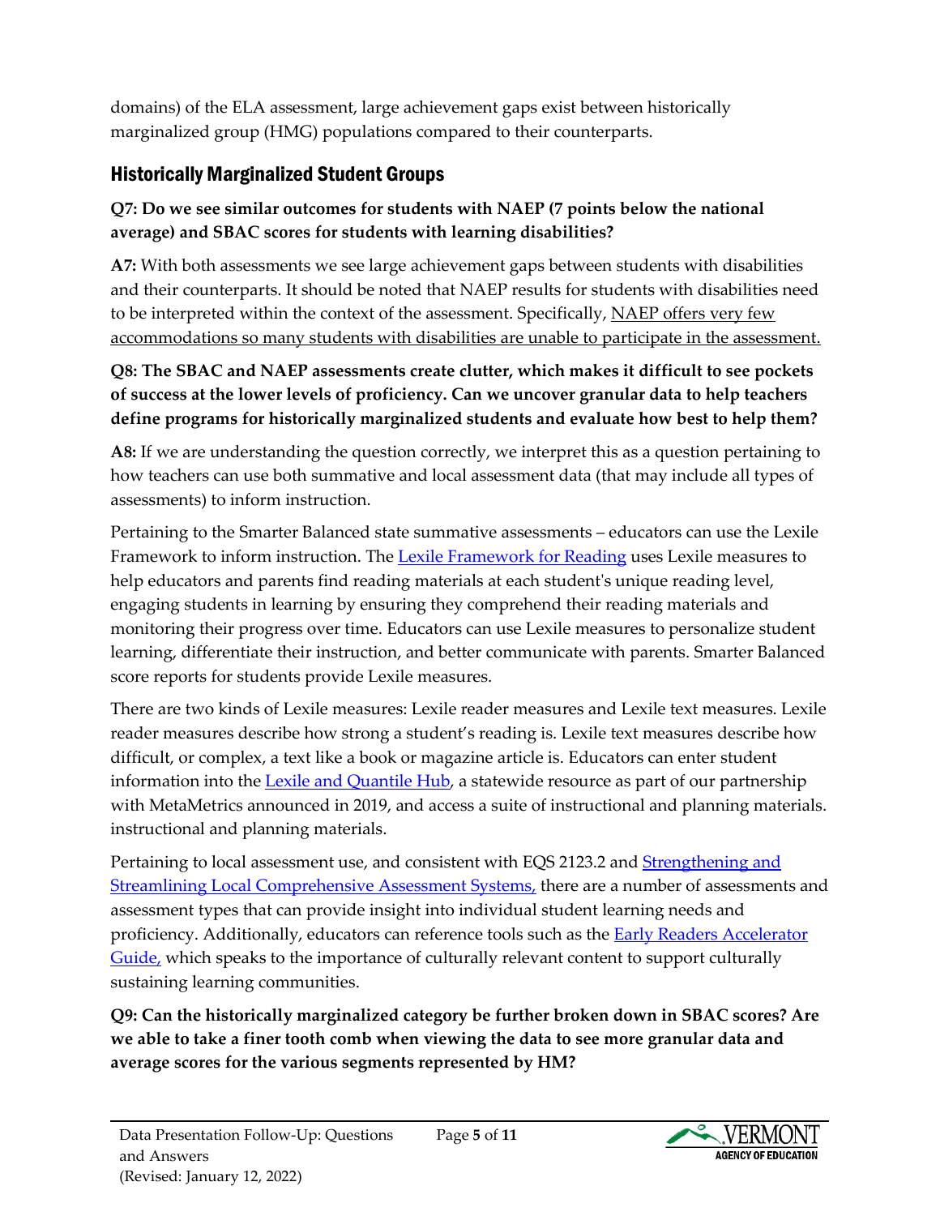domains) of the ELA assessment, large achievement gaps exist between historically marginalized group (HMG) populations compared to their counterparts.

## Historically Marginalized Student Groups

**Q7: Do we see similar outcomes for students with NAEP (7 points below the national average) and SBAC scores for students with learning disabilities?**

**A7:** With both assessments we see large achievement gaps between students with disabilities and their counterparts. It should be noted that NAEP results for students with disabilities need to be interpreted within the context of the assessment. Specifically, NAEP offers very few accommodations so many students with disabilities are unable to participate in the assessment.

**Q8: The SBAC and NAEP assessments create clutter, which makes it difficult to see pockets of success at the lower levels of proficiency. Can we uncover granular data to help teachers define programs for historically marginalized students and evaluate how best to help them?**

**A8:** If we are understanding the question correctly, we interpret this as a question pertaining to how teachers can use both summative and local assessment data (that may include all types of assessments) to inform instruction.

Pertaining to the Smarter Balanced state summative assessments – educators can use the Lexile Framework to inform instruction. The Lexile Framework for Reading uses Lexile measures to help educators and parents find reading materials at each student's unique reading level, engaging students in learning by ensuring they comprehend their reading materials and monitoring their progress over time. Educators can use Lexile measures to personalize student learning, differentiate their instruction, and better communicate with parents. Smarter Balanced score reports for students provide Lexile measures.

There are two kinds of Lexile measures: Lexile reader measures and Lexile text measures. Lexile reader measures describe how strong a student's reading is. Lexile text measures describe how difficult, or complex, a text like a book or magazine article is. Educators can enter student information into the Lexile and Quantile Hub, a statewide resource as part of our partnership with MetaMetrics announced in 2019, and access a suite of instructional and planning materials. instructional and planning materials.

Pertaining to local assessment use, and consistent with EQS 2123.2 and Strengthening and Streamlining Local Comprehensive Assessment Systems, there are a number of assessments and assessment types that can provide insight into individual student learning needs and proficiency. Additionally, educators can reference tools such as the Early Readers Accelerator Guide, which speaks to the importance of culturally relevant content to support culturally sustaining learning communities.

**Q9: Can the historically marginalized category be further broken down in SBAC scores? Are we able to take a finer tooth comb when viewing the data to see more granular data and average scores for the various segments represented by HM?**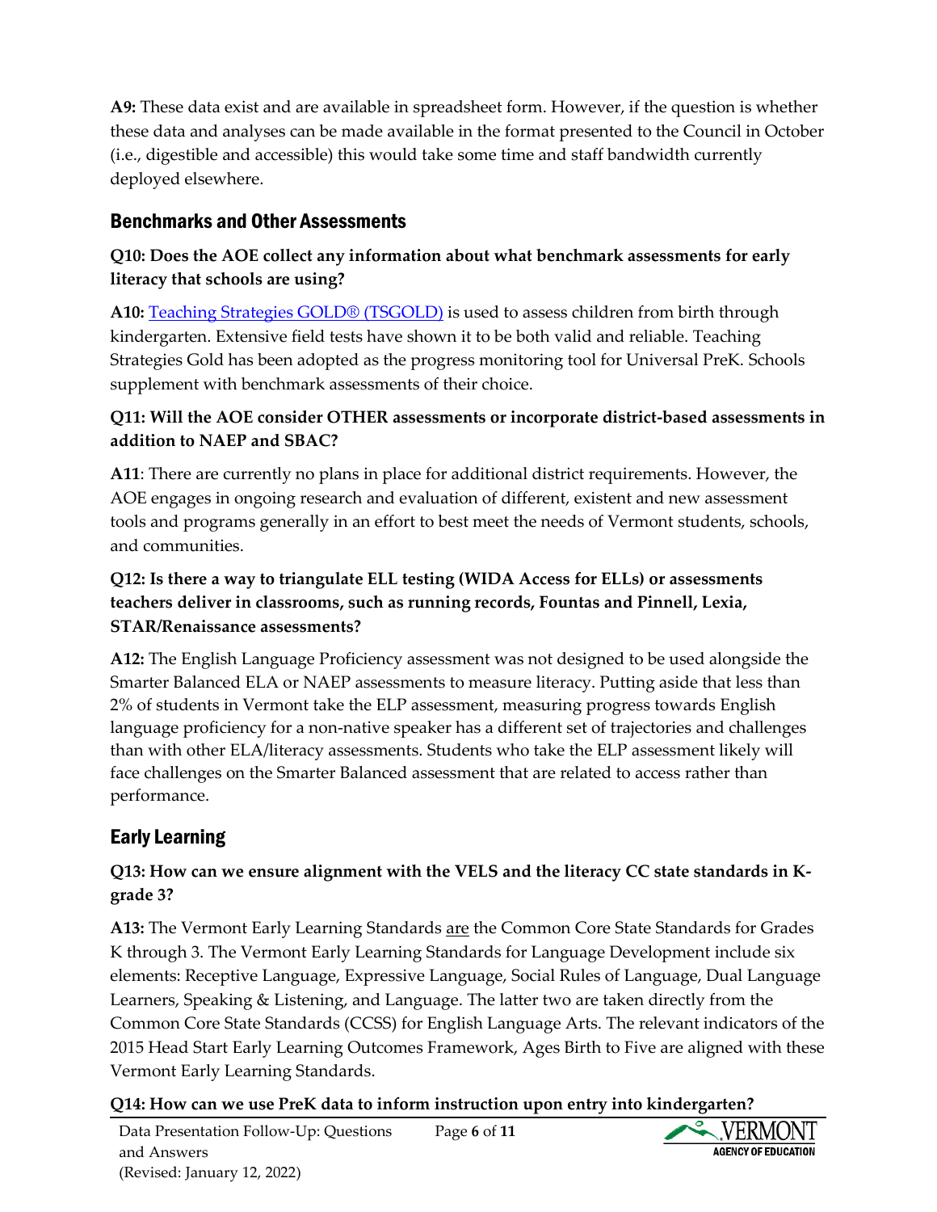**A9:** These data exist and are available in spreadsheet form. However, if the question is whether these data and analyses can be made available in the format presented to the Council in October (i.e., digestible and accessible) this would take some time and staff bandwidth currently deployed elsewhere.

## Benchmarks and Other Assessments

**Q10: Does the AOE collect any information about what benchmark assessments for early literacy that schools are using?**

**A10:** Teaching Strategies GOLD® (TSGOLD) is used to assess children from birth through kindergarten. Extensive field tests have shown it to be both valid and reliable. Teaching Strategies Gold has been adopted as the progress monitoring tool for Universal PreK. Schools supplement with benchmark assessments of their choice.

**Q11: Will the AOE consider OTHER assessments or incorporate district-based assessments in addition to NAEP and SBAC?**

**A11**: There are currently no plans in place for additional district requirements. However, the AOE engages in ongoing research and evaluation of different, existent and new assessment tools and programs generally in an effort to best meet the needs of Vermont students, schools, and communities.

**Q12: Is there a way to triangulate ELL testing (WIDA Access for ELLs) or assessments teachers deliver in classrooms, such as running records, Fountas and Pinnell, Lexia, STAR/Renaissance assessments?**

**A12:** The English Language Proficiency assessment was not designed to be used alongside the Smarter Balanced ELA or NAEP assessments to measure literacy. Putting aside that less than 2% of students in Vermont take the ELP assessment, measuring progress towards English language proficiency for a non-native speaker has a different set of trajectories and challenges than with other ELA/literacy assessments. Students who take the ELP assessment likely will face challenges on the Smarter Balanced assessment that are related to access rather than performance.

## Early Learning

**Q13: How can we ensure alignment with the VELS and the literacy CC state standards in K-grade 3?**

**A13:** The Vermont Early Learning Standards are the Common Core State Standards for Grades K through 3. The Vermont Early Learning Standards for Language Development include six elements: Receptive Language, Expressive Language, Social Rules of Language, Dual Language Learners, Speaking & Listening, and Language. The latter two are taken directly from the Common Core State Standards (CCSS) for English Language Arts. The relevant indicators of the 2015 Head Start Early Learning Outcomes Framework, Ages Birth to Five are aligned with these Vermont Early Learning Standards.

**Q14: How can we use PreK data to inform instruction upon entry into kindergarten?**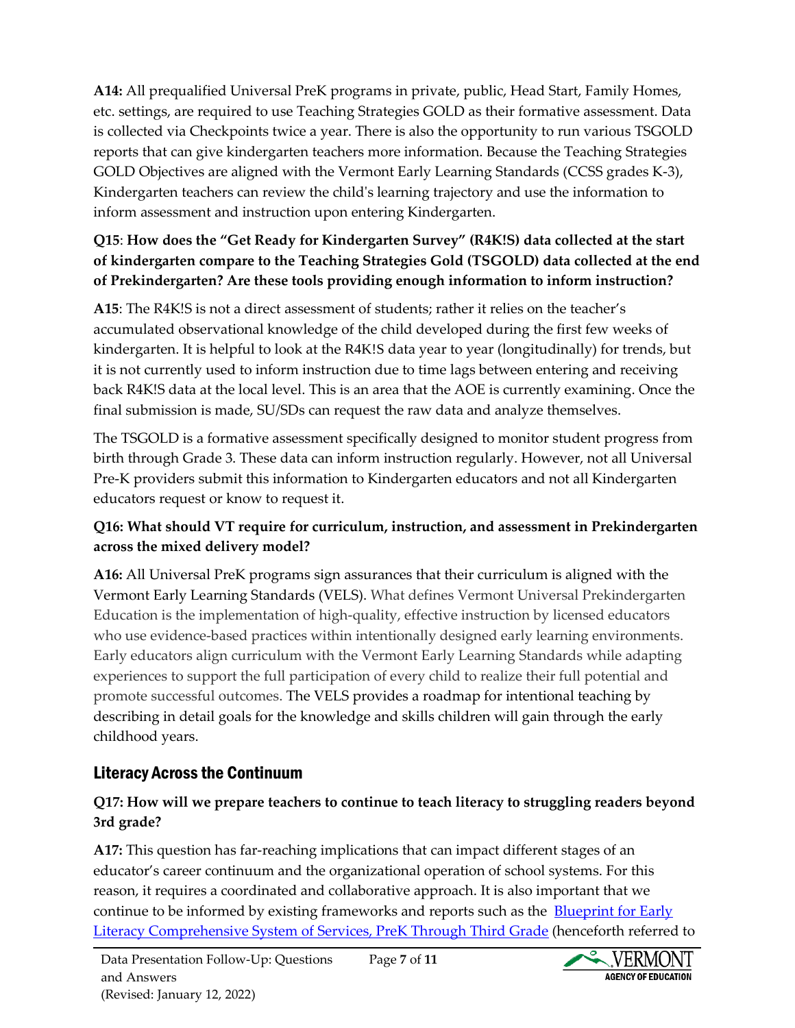**A14:** All prequalified Universal PreK programs in private, public, Head Start, Family Homes, etc. settings, are required to use Teaching Strategies GOLD as their formative assessment. Data is collected via Checkpoints twice a year. There is also the opportunity to run various TSGOLD reports that can give kindergarten teachers more information. Because the Teaching Strategies GOLD Objectives are aligned with the Vermont Early Learning Standards (CCSS grades K-3), Kindergarten teachers can review the child's learning trajectory and use the information to inform assessment and instruction upon entering Kindergarten.

**Q15**: **How does the "Get Ready for Kindergarten Survey" (R4K!S) data collected at the start of kindergarten compare to the Teaching Strategies Gold (TSGOLD) data collected at the end of Prekindergarten? Are these tools providing enough information to inform instruction?**

**A15**: The R4K!S is not a direct assessment of students; rather it relies on the teacher's accumulated observational knowledge of the child developed during the first few weeks of kindergarten. It is helpful to look at the R4K!S data year to year (longitudinally) for trends, but it is not currently used to inform instruction due to time lags between entering and receiving back R4K!S data at the local level. This is an area that the AOE is currently examining. Once the final submission is made, SU/SDs can request the raw data and analyze themselves.

The TSGOLD is a formative assessment specifically designed to monitor student progress from birth through Grade 3. These data can inform instruction regularly. However, not all Universal Pre-K providers submit this information to Kindergarten educators and not all Kindergarten educators request or know to request it.

**Q16: What should VT require for curriculum, instruction, and assessment in Prekindergarten across the mixed delivery model?**

**A16:** All Universal PreK programs sign assurances that their curriculum is aligned with the Vermont Early Learning Standards (VELS). What defines Vermont Universal Prekindergarten Education is the implementation of high-quality, effective instruction by licensed educators who use evidence-based practices within intentionally designed early learning environments. Early educators align curriculum with the Vermont Early Learning Standards while adapting experiences to support the full participation of every child to realize their full potential and promote successful outcomes. The VELS provides a roadmap for intentional teaching by describing in detail goals for the knowledge and skills children will gain through the early childhood years.

## Literacy Across the Continuum

**Q17: How will we prepare teachers to continue to teach literacy to struggling readers beyond 3rd grade?**

**A17:** This question has far-reaching implications that can impact different stages of an educator's career continuum and the organizational operation of school systems. For this reason, it requires a coordinated and collaborative approach. It is also important that we continue to be informed by existing frameworks and reports such as the [Blueprint for Early Literacy Comprehensive System of Services, PreK Through Third Grade]() (henceforth referred to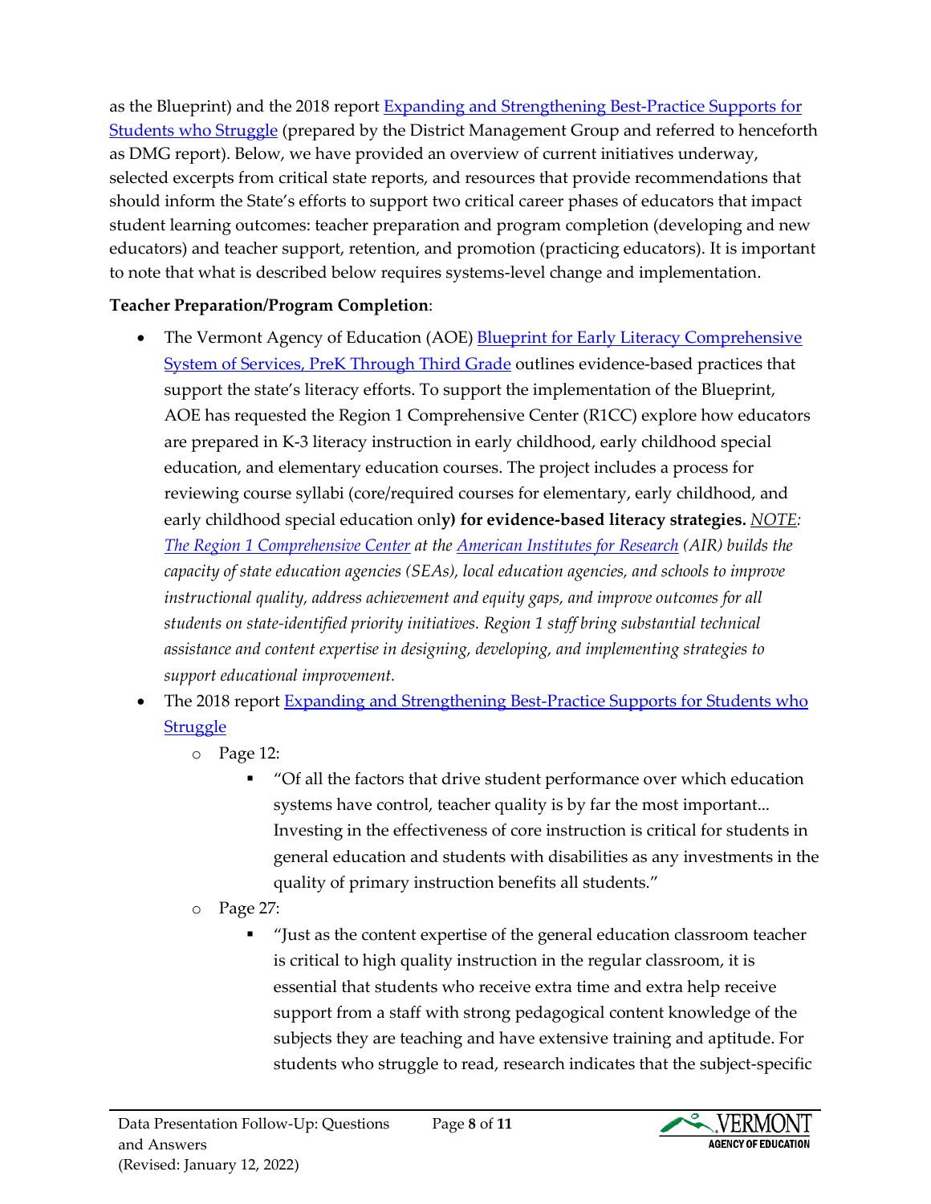as the Blueprint) and the 2018 report [Expanding and Strengthening Best-Practice Supports for Students who Struggle](#) (prepared by the District Management Group and referred to henceforth as DMG report). Below, we have provided an overview of current initiatives underway, selected excerpts from critical state reports, and resources that provide recommendations that should inform the State's efforts to support two critical career phases of educators that impact student learning outcomes: teacher preparation and program completion (developing and new educators) and teacher support, retention, and promotion (practicing educators). It is important to note that what is described below requires systems-level change and implementation.

**Teacher Preparation/Program Completion**:

- The Vermont Agency of Education (AOE) [Blueprint for Early Literacy Comprehensive System of Services, PreK Through Third Grade](#) outlines evidence-based practices that support the state's literacy efforts. To support the implementation of the Blueprint, AOE has requested the Region 1 Comprehensive Center (R1CC) explore how educators are prepared in K-3 literacy instruction in early childhood, early childhood special education, and elementary education courses. The project includes a process for reviewing course syllabi (core/required courses for elementary, early childhood, and early childhood special education onl**y) for evidence-based literacy strategies.** *NOTE: [The Region 1 Comprehensive Center](#) at the [American Institutes for Research](#) (AIR) builds the capacity of state education agencies (SEAs), local education agencies, and schools to improve instructional quality, address achievement and equity gaps, and improve outcomes for all students on state-identified priority initiatives. Region 1 staff bring substantial technical assistance and content expertise in designing, developing, and implementing strategies to support educational improvement.*
- The 2018 report [Expanding and Strengthening Best-Practice Supports for Students who Struggle](#)
  - Page 12:
    - "Of all the factors that drive student performance over which education systems have control, teacher quality is by far the most important... Investing in the effectiveness of core instruction is critical for students in general education and students with disabilities as any investments in the quality of primary instruction benefits all students."
  - Page 27:
    - "Just as the content expertise of the general education classroom teacher is critical to high quality instruction in the regular classroom, it is essential that students who receive extra time and extra help receive support from a staff with strong pedagogical content knowledge of the subjects they are teaching and have extensive training and aptitude. For students who struggle to read, research indicates that the subject-specific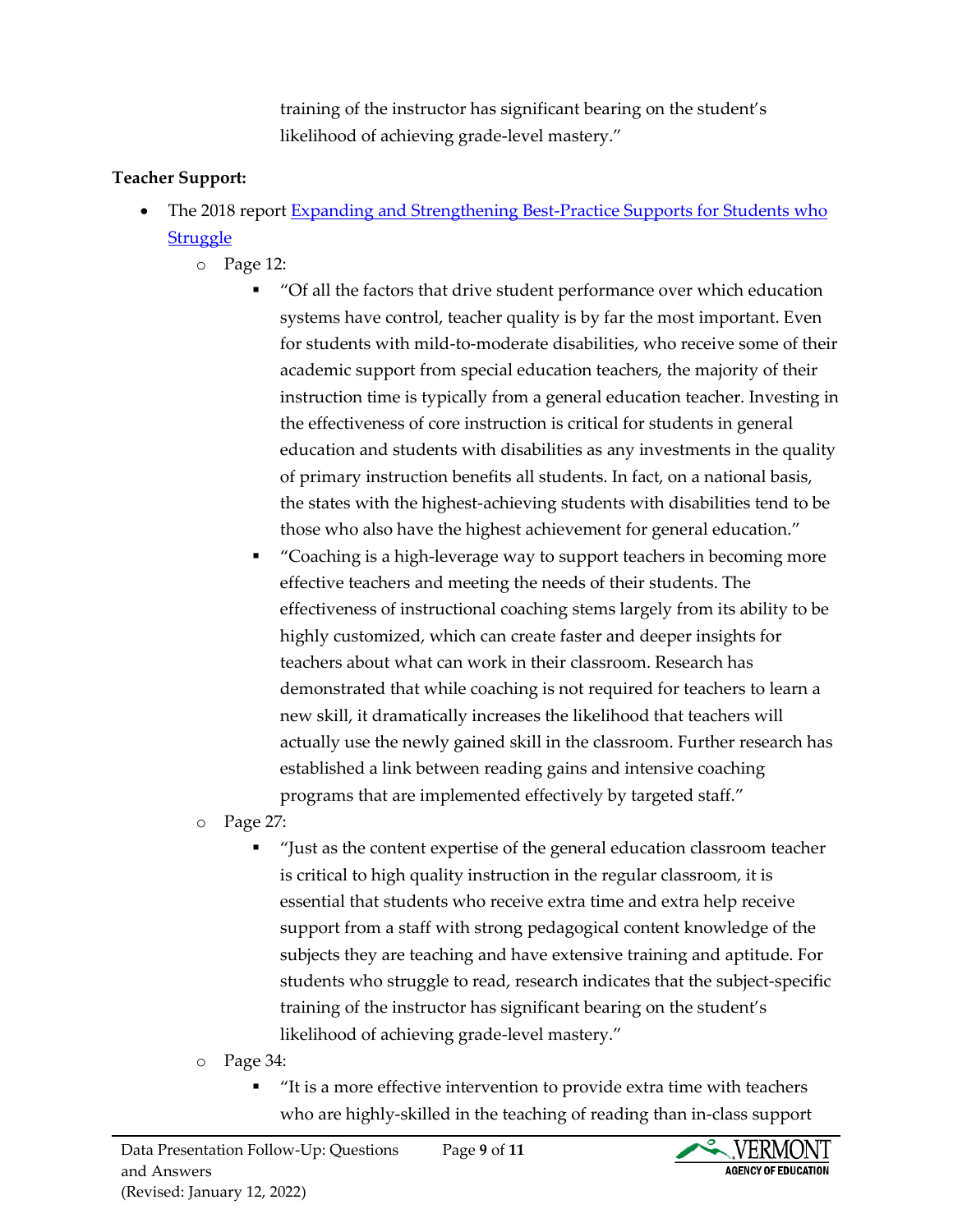training of the instructor has significant bearing on the student's likelihood of achieving grade-level mastery."

**Teacher Support:**

- The 2018 report [Expanding and Strengthening Best-Practice Supports for Students who Struggle]()
  - Page 12:
    - "Of all the factors that drive student performance over which education systems have control, teacher quality is by far the most important. Even for students with mild-to-moderate disabilities, who receive some of their academic support from special education teachers, the majority of their instruction time is typically from a general education teacher. Investing in the effectiveness of core instruction is critical for students in general education and students with disabilities as any investments in the quality of primary instruction benefits all students. In fact, on a national basis, the states with the highest-achieving students with disabilities tend to be those who also have the highest achievement for general education."
    - "Coaching is a high-leverage way to support teachers in becoming more effective teachers and meeting the needs of their students. The effectiveness of instructional coaching stems largely from its ability to be highly customized, which can create faster and deeper insights for teachers about what can work in their classroom. Research has demonstrated that while coaching is not required for teachers to learn a new skill, it dramatically increases the likelihood that teachers will actually use the newly gained skill in the classroom. Further research has established a link between reading gains and intensive coaching programs that are implemented effectively by targeted staff."
  - Page 27:
    - "Just as the content expertise of the general education classroom teacher is critical to high quality instruction in the regular classroom, it is essential that students who receive extra time and extra help receive support from a staff with strong pedagogical content knowledge of the subjects they are teaching and have extensive training and aptitude. For students who struggle to read, research indicates that the subject-specific training of the instructor has significant bearing on the student's likelihood of achieving grade-level mastery."
  - Page 34:
    - "It is a more effective intervention to provide extra time with teachers who are highly-skilled in the teaching of reading than in-class support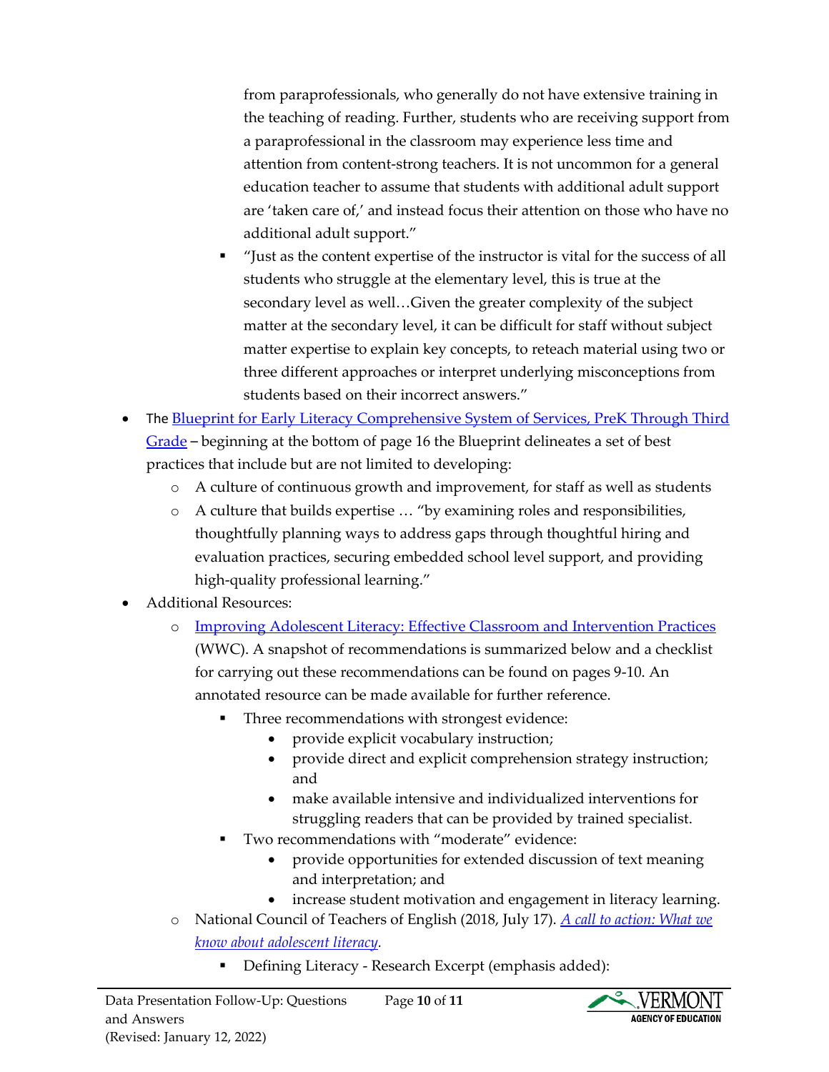from paraprofessionals, who generally do not have extensive training in the teaching of reading. Further, students who are receiving support from a paraprofessional in the classroom may experience less time and attention from content-strong teachers. It is not uncommon for a general education teacher to assume that students with additional adult support are 'taken care of,' and instead focus their attention on those who have no additional adult support."

    - "Just as the content expertise of the instructor is vital for the success of all students who struggle at the elementary level, this is true at the secondary level as well…Given the greater complexity of the subject matter at the secondary level, it can be difficult for staff without subject matter expertise to explain key concepts, to reteach material using two or three different approaches or interpret underlying misconceptions from students based on their incorrect answers."

- The [Blueprint for Early Literacy Comprehensive System of Services, PreK Through Third Grade]() – beginning at the bottom of page 16 the Blueprint delineates a set of best practices that include but are not limited to developing:
  - A culture of continuous growth and improvement, for staff as well as students
  - A culture that builds expertise … "by examining roles and responsibilities, thoughtfully planning ways to address gaps through thoughtful hiring and evaluation practices, securing embedded school level support, and providing high-quality professional learning."
- Additional Resources:
  - [Improving Adolescent Literacy: Effective Classroom and Intervention Practices]() (WWC). A snapshot of recommendations is summarized below and a checklist for carrying out these recommendations can be found on pages 9-10. An annotated resource can be made available for further reference.
    - Three recommendations with strongest evidence:
      - provide explicit vocabulary instruction;
      - provide direct and explicit comprehension strategy instruction; and
      - make available intensive and individualized interventions for struggling readers that can be provided by trained specialist.
    - Two recommendations with "moderate" evidence:
      - provide opportunities for extended discussion of text meaning and interpretation; and
      - increase student motivation and engagement in literacy learning.
  - National Council of Teachers of English (2018, July 17). [*A call to action: What we know about adolescent literacy*]().
    - Defining Literacy - Research Excerpt (emphasis added):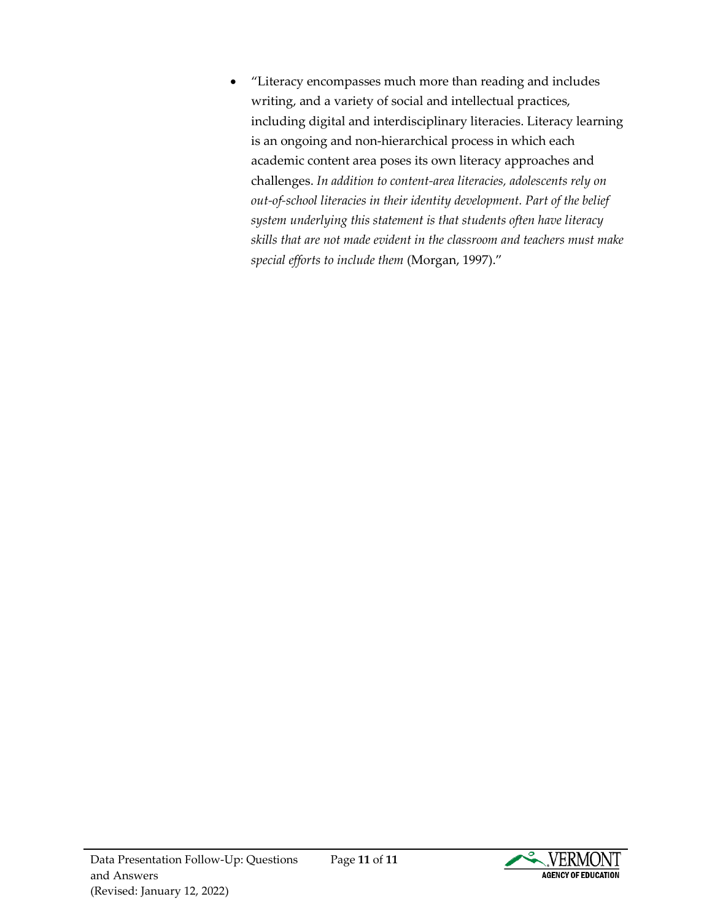- "Literacy encompasses much more than reading and includes writing, and a variety of social and intellectual practices, including digital and interdisciplinary literacies. Literacy learning is an ongoing and non-hierarchical process in which each academic content area poses its own literacy approaches and challenges. *In addition to content-area literacies, adolescents rely on out-of-school literacies in their identity development. Part of the belief system underlying this statement is that students often have literacy skills that are not made evident in the classroom and teachers must make special efforts to include them* (Morgan, 1997)."